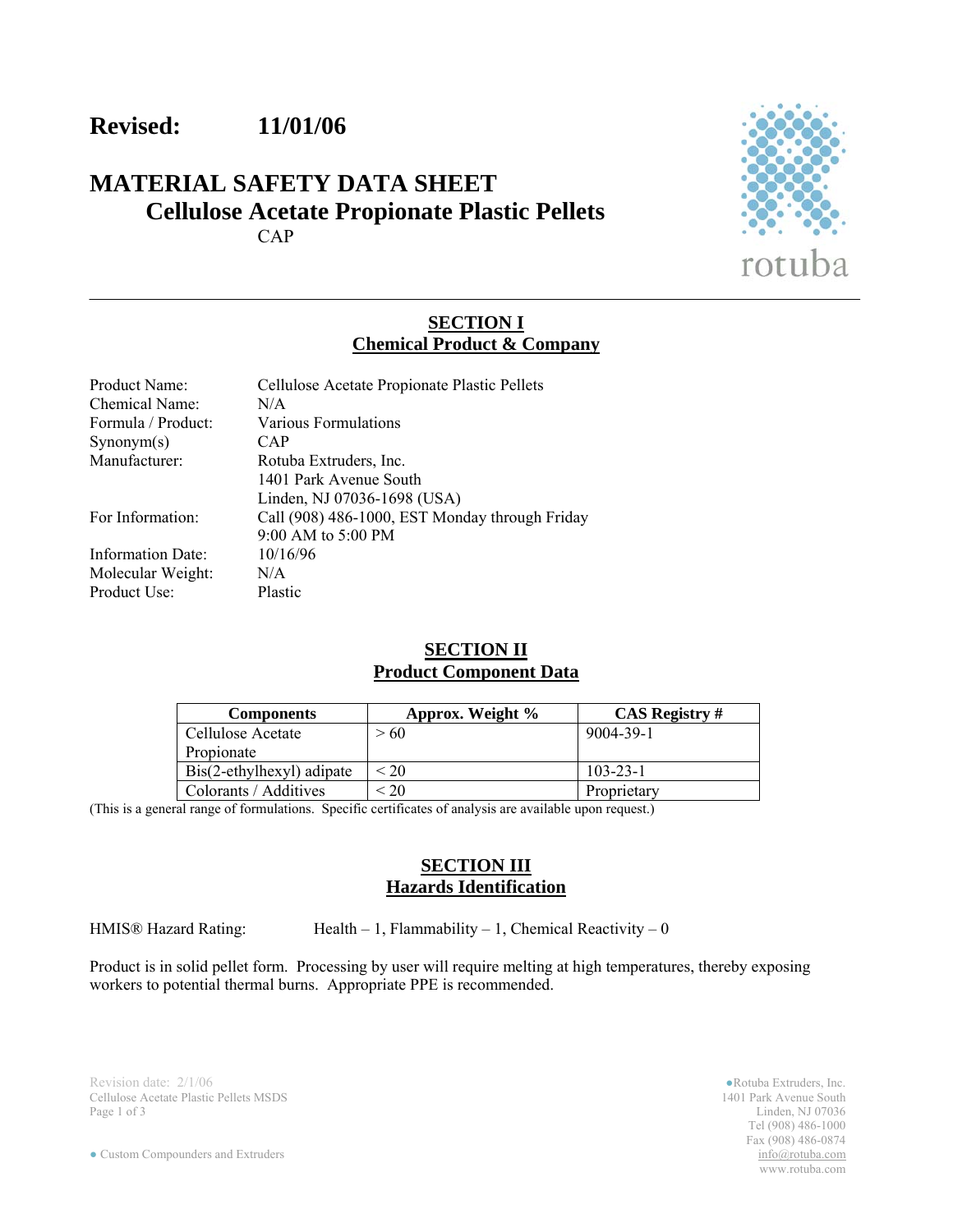**Revised: 11/01/06**

# MATERIAL SAFETY DATA SHEET
## Cellulose Acetate Propionate Plastic Pellets
CAP

rotuba

---

## SECTION I
## Chemical Product & Company

| | |
|---|---|
| Product Name: | Cellulose Acetate Propionate Plastic Pellets |
| Chemical Name: | N/A |
| Formula / Product: | Various Formulations |
| Synonym(s) | CAP |
| Manufacturer: | Rotuba Extruders, Inc.<br>1401 Park Avenue South<br>Linden, NJ 07036-1698 (USA) |
| For Information: | Call (908) 486-1000, EST Monday through Friday<br>9:00 AM to 5:00 PM |
| Information Date: | 10/16/96 |
| Molecular Weight: | N/A |
| Product Use: | Plastic |

## SECTION II
## Product Component Data

| Components | Approx. Weight % | CAS Registry # |
|---|---|---|
| Cellulose Acetate Propionate | > 60 | 9004-39-1 |
| Bis(2-ethylhexyl) adipate | < 20 | 103-23-1 |
| Colorants / Additives | < 20 | Proprietary |

(This is a general range of formulations. Specific certificates of analysis are available upon request.)

## SECTION III
## Hazards Identification

HMIS® Hazard Rating: Health – 1, Flammability – 1, Chemical Reactivity – 0

Product is in solid pellet form. Processing by user will require melting at high temperatures, thereby exposing workers to potential thermal burns. Appropriate PPE is recommended.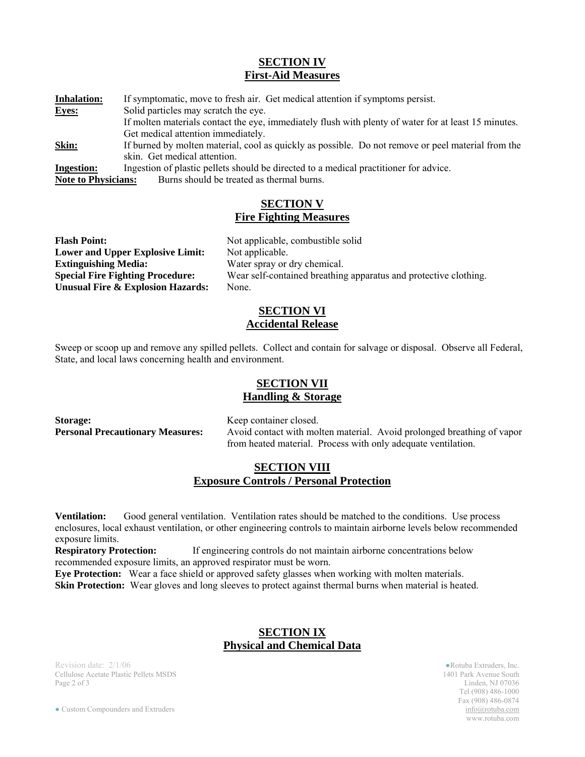## SECTION IV
## First-Aid Measures

**Inhalation:** If symptomatic, move to fresh air. Get medical attention if symptoms persist.

**Eyes:** Solid particles may scratch the eye.
If molten materials contact the eye, immediately flush with plenty of water for at least 15 minutes. Get medical attention immediately.

**Skin:** If burned by molten material, cool as quickly as possible. Do not remove or peel material from the skin. Get medical attention.

**Ingestion:** Ingestion of plastic pellets should be directed to a medical practitioner for advice.

**Note to Physicians:** Burns should be treated as thermal burns.

## SECTION V
## Fire Fighting Measures

**Flash Point:** Not applicable, combustible solid

**Lower and Upper Explosive Limit:** Not applicable.

**Extinguishing Media:** Water spray or dry chemical.

**Special Fire Fighting Procedure:** Wear self-contained breathing apparatus and protective clothing.

**Unusual Fire & Explosion Hazards:** None.

## SECTION VI
## Accidental Release

Sweep or scoop up and remove any spilled pellets. Collect and contain for salvage or disposal. Observe all Federal, State, and local laws concerning health and environment.

## SECTION VII
## Handling & Storage

**Storage:** Keep container closed.

**Personal Precautionary Measures:** Avoid contact with molten material. Avoid prolonged breathing of vapor from heated material. Process with only adequate ventilation.

## SECTION VIII
## Exposure Controls / Personal Protection

**Ventilation:** Good general ventilation. Ventilation rates should be matched to the conditions. Use process enclosures, local exhaust ventilation, or other engineering controls to maintain airborne levels below recommended exposure limits.

**Respiratory Protection:** If engineering controls do not maintain airborne concentrations below recommended exposure limits, an approved respirator must be worn.

**Eye Protection:** Wear a face shield or approved safety glasses when working with molten materials.

**Skin Protection:** Wear gloves and long sleeves to protect against thermal burns when material is heated.

## SECTION IX
## Physical and Chemical Data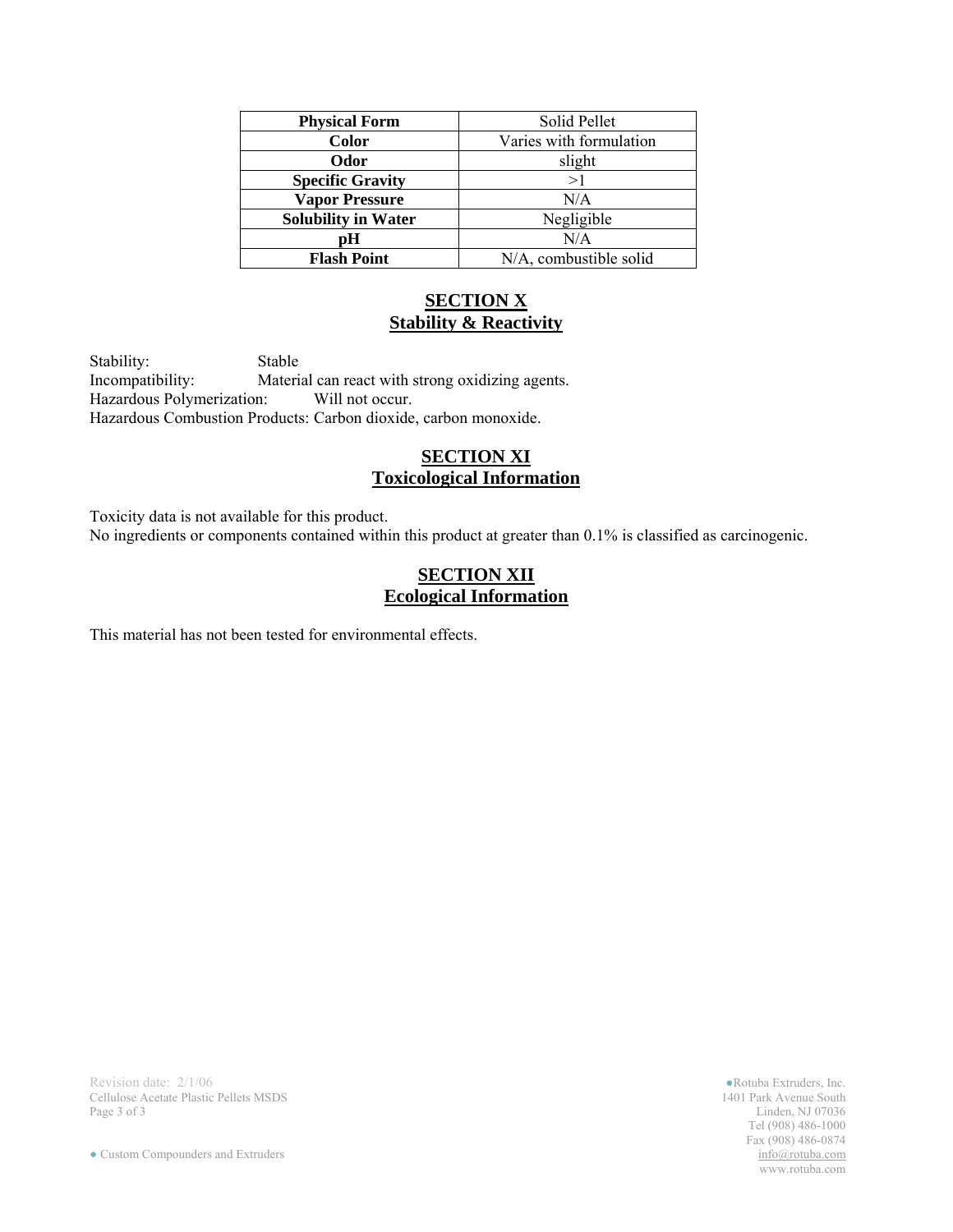| | |
|---|---|
| **Physical Form** | Solid Pellet |
| **Color** | Varies with formulation |
| **Odor** | slight |
| **Specific Gravity** | >1 |
| **Vapor Pressure** | N/A |
| **Solubility in Water** | Negligible |
| **pH** | N/A |
| **Flash Point** | N/A, combustible solid |

## SECTION X
## Stability & Reactivity

Stability: Stable
Incompatibility: Material can react with strong oxidizing agents.
Hazardous Polymerization: Will not occur.
Hazardous Combustion Products: Carbon dioxide, carbon monoxide.

## SECTION XI
## Toxicological Information

Toxicity data is not available for this product.
No ingredients or components contained within this product at greater than 0.1% is classified as carcinogenic.

## SECTION XII
## Ecological Information

This material has not been tested for environmental effects.